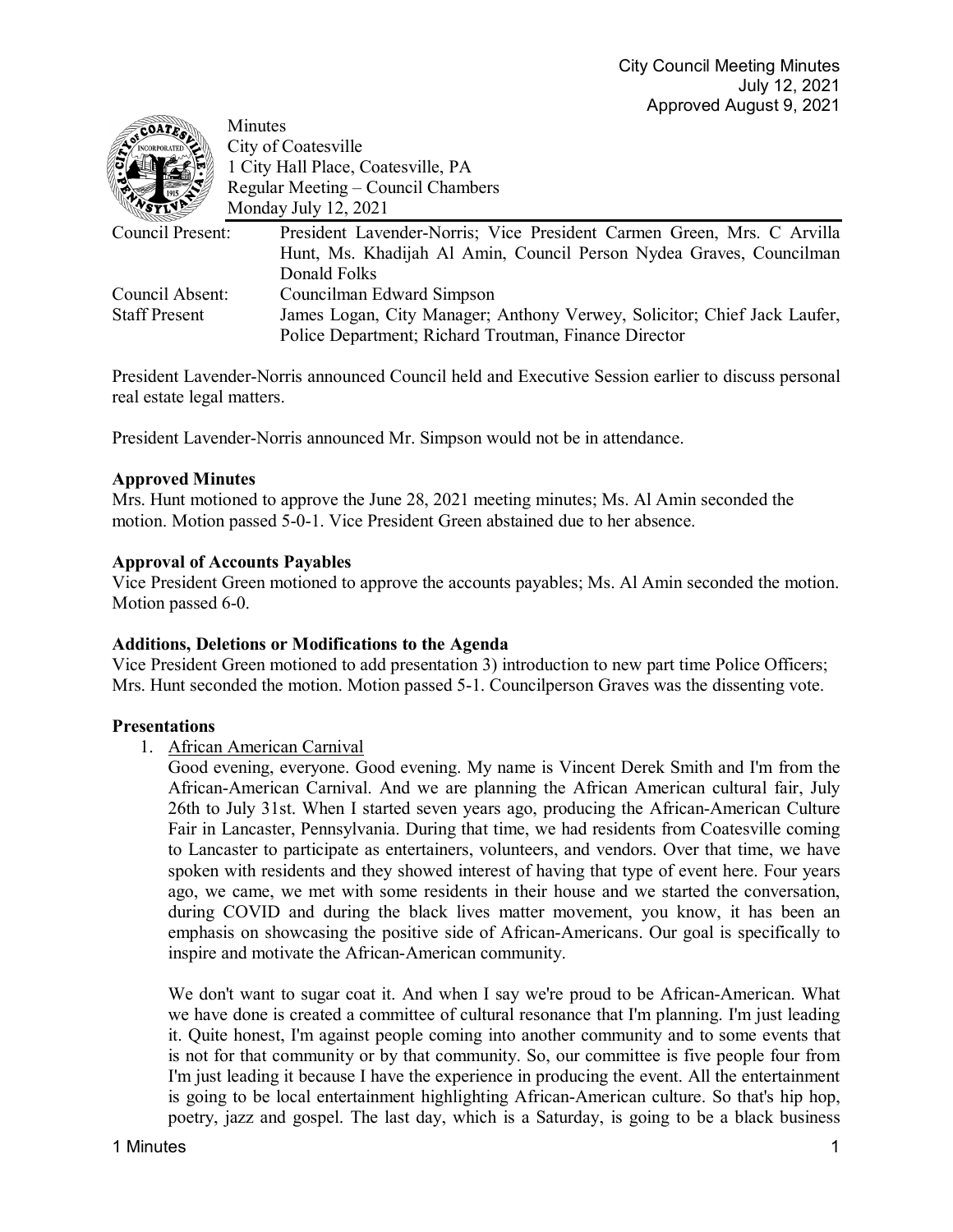City Council Meeting Minutes
July 12, 2021
Approved August 9, 2021

Minutes
City of Coatesville
1 City Hall Place, Coatesville, PA
Regular Meeting – Council Chambers
Monday July 12, 2021

| | |
|---|---|
| Council Present: | President Lavender-Norris; Vice President Carmen Green, Mrs. C Arvilla Hunt, Ms. Khadijah Al Amin, Council Person Nydea Graves, Councilman Donald Folks |
| Council Absent: | Councilman Edward Simpson |
| Staff Present | James Logan, City Manager; Anthony Verwey, Solicitor; Chief Jack Laufer, Police Department; Richard Troutman, Finance Director |

President Lavender-Norris announced Council held and Executive Session earlier to discuss personal real estate legal matters.

President Lavender-Norris announced Mr. Simpson would not be in attendance.

**Approved Minutes**
Mrs. Hunt motioned to approve the June 28, 2021 meeting minutes; Ms. Al Amin seconded the motion. Motion passed 5-0-1. Vice President Green abstained due to her absence.

**Approval of Accounts Payables**
Vice President Green motioned to approve the accounts payables; Ms. Al Amin seconded the motion. Motion passed 6-0.

**Additions, Deletions or Modifications to the Agenda**
Vice President Green motioned to add presentation 3) introduction to new part time Police Officers; Mrs. Hunt seconded the motion. Motion passed 5-1. Councilperson Graves was the dissenting vote.

**Presentations**

1. African American Carnival
   Good evening, everyone. Good evening. My name is Vincent Derek Smith and I'm from the African-American Carnival. And we are planning the African American cultural fair, July 26th to July 31st. When I started seven years ago, producing the African-American Culture Fair in Lancaster, Pennsylvania. During that time, we had residents from Coatesville coming to Lancaster to participate as entertainers, volunteers, and vendors. Over that time, we have spoken with residents and they showed interest of having that type of event here. Four years ago, we came, we met with some residents in their house and we started the conversation, during COVID and during the black lives matter movement, you know, it has been an emphasis on showcasing the positive side of African-Americans. Our goal is specifically to inspire and motivate the African-American community.

   We don't want to sugar coat it. And when I say we're proud to be African-American. What we have done is created a committee of cultural resonance that I'm planning. I'm just leading it. Quite honest, I'm against people coming into another community and to some events that is not for that community or by that community. So, our committee is five people four from I'm just leading it because I have the experience in producing the event. All the entertainment is going to be local entertainment highlighting African-American culture. So that's hip hop, poetry, jazz and gospel. The last day, which is a Saturday, is going to be a black business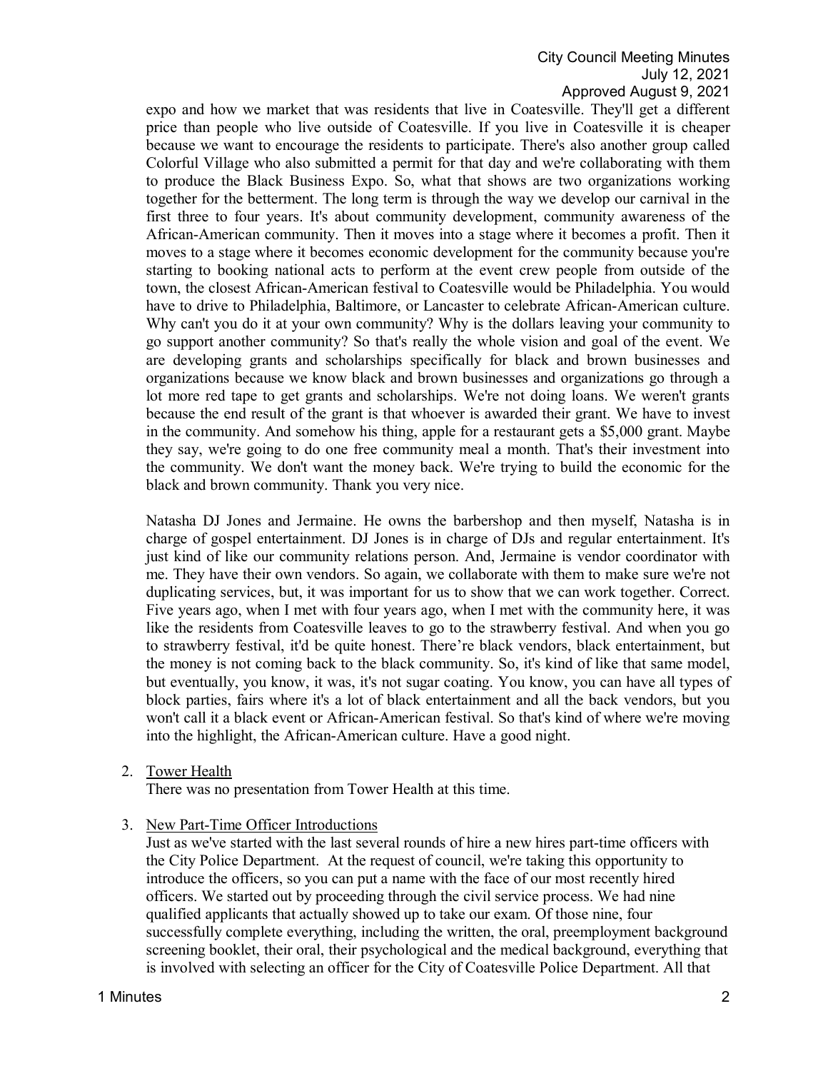expo and how we market that was residents that live in Coatesville. They'll get a different price than people who live outside of Coatesville. If you live in Coatesville it is cheaper because we want to encourage the residents to participate. There's also another group called Colorful Village who also submitted a permit for that day and we're collaborating with them to produce the Black Business Expo. So, what that shows are two organizations working together for the betterment. The long term is through the way we develop our carnival in the first three to four years. It's about community development, community awareness of the African-American community. Then it moves into a stage where it becomes a profit. Then it moves to a stage where it becomes economic development for the community because you're starting to booking national acts to perform at the event crew people from outside of the town, the closest African-American festival to Coatesville would be Philadelphia. You would have to drive to Philadelphia, Baltimore, or Lancaster to celebrate African-American culture. Why can't you do it at your own community? Why is the dollars leaving your community to go support another community? So that's really the whole vision and goal of the event. We are developing grants and scholarships specifically for black and brown businesses and organizations because we know black and brown businesses and organizations go through a lot more red tape to get grants and scholarships. We're not doing loans. We weren't grants because the end result of the grant is that whoever is awarded their grant. We have to invest in the community. And somehow his thing, apple for a restaurant gets a $5,000 grant. Maybe they say, we're going to do one free community meal a month. That's their investment into the community. We don't want the money back. We're trying to build the economic for the black and brown community. Thank you very nice.

Natasha DJ Jones and Jermaine. He owns the barbershop and then myself, Natasha is in charge of gospel entertainment. DJ Jones is in charge of DJs and regular entertainment. It's just kind of like our community relations person. And, Jermaine is vendor coordinator with me. They have their own vendors. So again, we collaborate with them to make sure we're not duplicating services, but, it was important for us to show that we can work together. Correct. Five years ago, when I met with four years ago, when I met with the community here, it was like the residents from Coatesville leaves to go to the strawberry festival. And when you go to strawberry festival, it'd be quite honest. There're black vendors, black entertainment, but the money is not coming back to the black community. So, it's kind of like that same model, but eventually, you know, it was, it's not sugar coating. You know, you can have all types of block parties, fairs where it's a lot of black entertainment and all the back vendors, but you won't call it a black event or African-American festival. So that's kind of where we're moving into the highlight, the African-American culture. Have a good night.

2. Tower Health

   There was no presentation from Tower Health at this time.

3. New Part-Time Officer Introductions

   Just as we've started with the last several rounds of hire a new hires part-time officers with the City Police Department. At the request of council, we're taking this opportunity to introduce the officers, so you can put a name with the face of our most recently hired officers. We started out by proceeding through the civil service process. We had nine qualified applicants that actually showed up to take our exam. Of those nine, four successfully complete everything, including the written, the oral, preemployment background screening booklet, their oral, their psychological and the medical background, everything that is involved with selecting an officer for the City of Coatesville Police Department. All that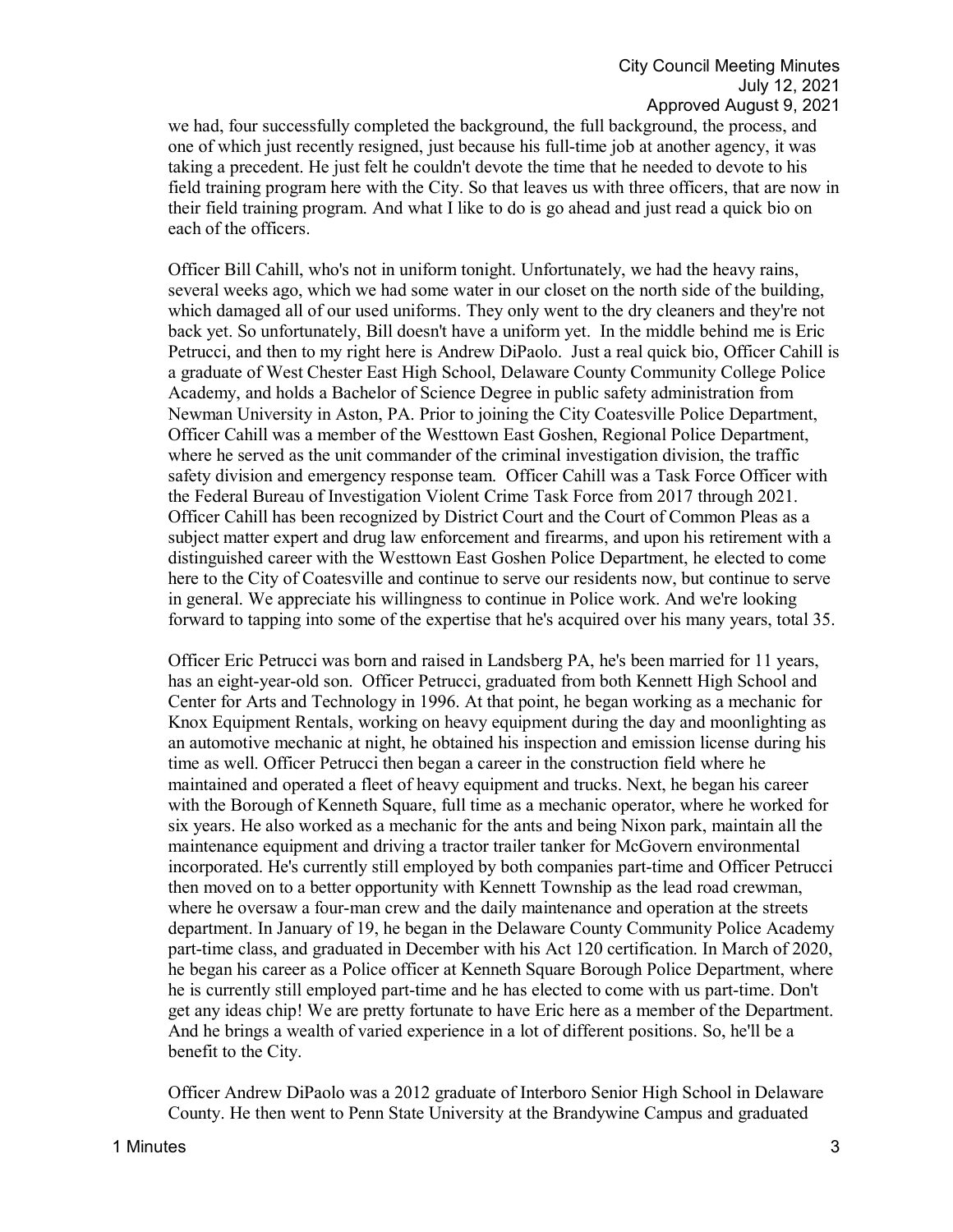we had, four successfully completed the background, the full background, the process, and one of which just recently resigned, just because his full-time job at another agency, it was taking a precedent. He just felt he couldn't devote the time that he needed to devote to his field training program here with the City. So that leaves us with three officers, that are now in their field training program. And what I like to do is go ahead and just read a quick bio on each of the officers.

Officer Bill Cahill, who's not in uniform tonight. Unfortunately, we had the heavy rains, several weeks ago, which we had some water in our closet on the north side of the building, which damaged all of our used uniforms. They only went to the dry cleaners and they're not back yet. So unfortunately, Bill doesn't have a uniform yet. In the middle behind me is Eric Petrucci, and then to my right here is Andrew DiPaolo. Just a real quick bio, Officer Cahill is a graduate of West Chester East High School, Delaware County Community College Police Academy, and holds a Bachelor of Science Degree in public safety administration from Newman University in Aston, PA. Prior to joining the City Coatesville Police Department, Officer Cahill was a member of the Westtown East Goshen, Regional Police Department, where he served as the unit commander of the criminal investigation division, the traffic safety division and emergency response team. Officer Cahill was a Task Force Officer with the Federal Bureau of Investigation Violent Crime Task Force from 2017 through 2021. Officer Cahill has been recognized by District Court and the Court of Common Pleas as a subject matter expert and drug law enforcement and firearms, and upon his retirement with a distinguished career with the Westtown East Goshen Police Department, he elected to come here to the City of Coatesville and continue to serve our residents now, but continue to serve in general. We appreciate his willingness to continue in Police work. And we're looking forward to tapping into some of the expertise that he's acquired over his many years, total 35.

Officer Eric Petrucci was born and raised in Landsberg PA, he's been married for 11 years, has an eight-year-old son. Officer Petrucci, graduated from both Kennett High School and Center for Arts and Technology in 1996. At that point, he began working as a mechanic for Knox Equipment Rentals, working on heavy equipment during the day and moonlighting as an automotive mechanic at night, he obtained his inspection and emission license during his time as well. Officer Petrucci then began a career in the construction field where he maintained and operated a fleet of heavy equipment and trucks. Next, he began his career with the Borough of Kenneth Square, full time as a mechanic operator, where he worked for six years. He also worked as a mechanic for the ants and being Nixon park, maintain all the maintenance equipment and driving a tractor trailer tanker for McGovern environmental incorporated. He's currently still employed by both companies part-time and Officer Petrucci then moved on to a better opportunity with Kennett Township as the lead road crewman, where he oversaw a four-man crew and the daily maintenance and operation at the streets department. In January of 19, he began in the Delaware County Community Police Academy part-time class, and graduated in December with his Act 120 certification. In March of 2020, he began his career as a Police officer at Kenneth Square Borough Police Department, where he is currently still employed part-time and he has elected to come with us part-time. Don't get any ideas chip! We are pretty fortunate to have Eric here as a member of the Department. And he brings a wealth of varied experience in a lot of different positions. So, he'll be a benefit to the City.

Officer Andrew DiPaolo was a 2012 graduate of Interboro Senior High School in Delaware County. He then went to Penn State University at the Brandywine Campus and graduated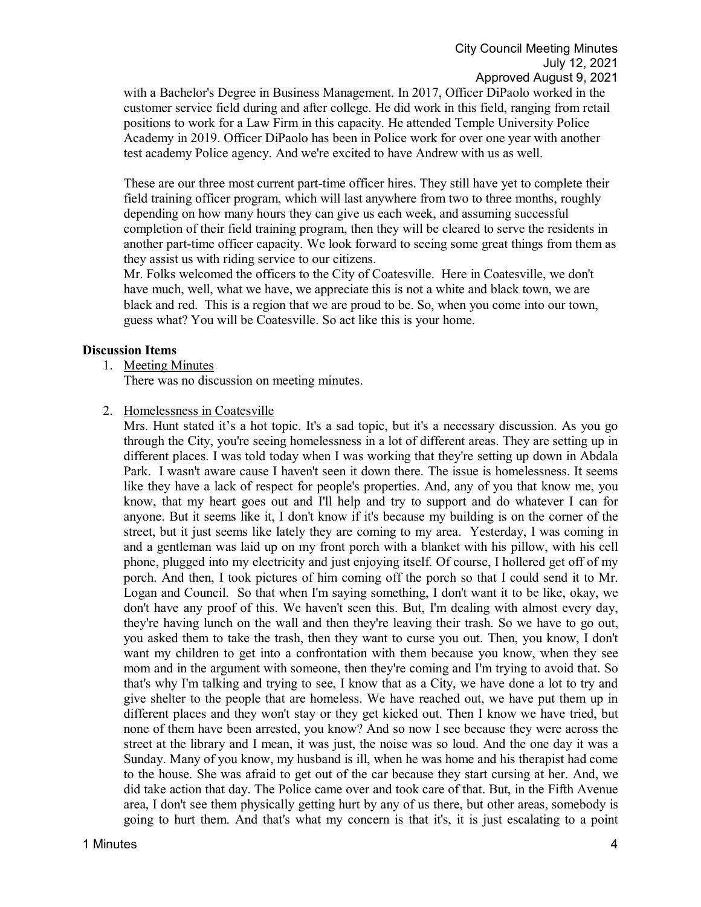with a Bachelor's Degree in Business Management. In 2017, Officer DiPaolo worked in the customer service field during and after college. He did work in this field, ranging from retail positions to work for a Law Firm in this capacity. He attended Temple University Police Academy in 2019. Officer DiPaolo has been in Police work for over one year with another test academy Police agency. And we're excited to have Andrew with us as well.

These are our three most current part-time officer hires. They still have yet to complete their field training officer program, which will last anywhere from two to three months, roughly depending on how many hours they can give us each week, and assuming successful completion of their field training program, then they will be cleared to serve the residents in another part-time officer capacity. We look forward to seeing some great things from them as they assist us with riding service to our citizens.

Mr. Folks welcomed the officers to the City of Coatesville. Here in Coatesville, we don't have much, well, what we have, we appreciate this is not a white and black town, we are black and red. This is a region that we are proud to be. So, when you come into our town, guess what? You will be Coatesville. So act like this is your home.

**Discussion Items**

1. Meeting Minutes

   There was no discussion on meeting minutes.

2. Homelessness in Coatesville

   Mrs. Hunt stated it's a hot topic. It's a sad topic, but it's a necessary discussion. As you go through the City, you're seeing homelessness in a lot of different areas. They are setting up in different places. I was told today when I was working that they're setting up down in Abdala Park. I wasn't aware cause I haven't seen it down there. The issue is homelessness. It seems like they have a lack of respect for people's properties. And, any of you that know me, you know, that my heart goes out and I'll help and try to support and do whatever I can for anyone. But it seems like it, I don't know if it's because my building is on the corner of the street, but it just seems like lately they are coming to my area. Yesterday, I was coming in and a gentleman was laid up on my front porch with a blanket with his pillow, with his cell phone, plugged into my electricity and just enjoying itself. Of course, I hollered get off of my porch. And then, I took pictures of him coming off the porch so that I could send it to Mr. Logan and Council. So that when I'm saying something, I don't want it to be like, okay, we don't have any proof of this. We haven't seen this. But, I'm dealing with almost every day, they're having lunch on the wall and then they're leaving their trash. So we have to go out, you asked them to take the trash, then they want to curse you out. Then, you know, I don't want my children to get into a confrontation with them because you know, when they see mom and in the argument with someone, then they're coming and I'm trying to avoid that. So that's why I'm talking and trying to see, I know that as a City, we have done a lot to try and give shelter to the people that are homeless. We have reached out, we have put them up in different places and they won't stay or they get kicked out. Then I know we have tried, but none of them have been arrested, you know? And so now I see because they were across the street at the library and I mean, it was just, the noise was so loud. And the one day it was a Sunday. Many of you know, my husband is ill, when he was home and his therapist had come to the house. She was afraid to get out of the car because they start cursing at her. And, we did take action that day. The Police came over and took care of that. But, in the Fifth Avenue area, I don't see them physically getting hurt by any of us there, but other areas, somebody is going to hurt them. And that's what my concern is that it's, it is just escalating to a point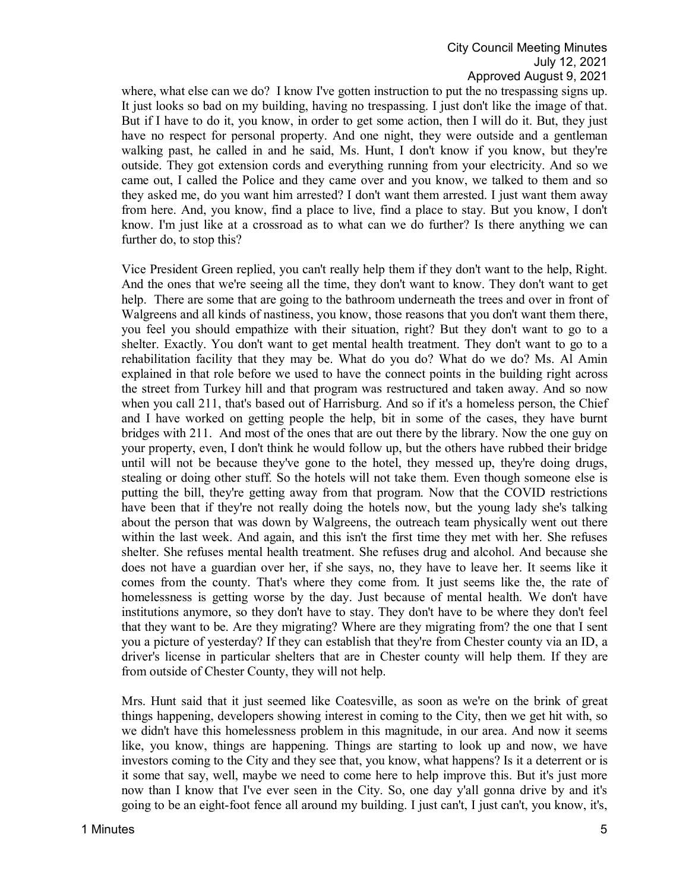where, what else can we do? I know I've gotten instruction to put the no trespassing signs up. It just looks so bad on my building, having no trespassing. I just don't like the image of that. But if I have to do it, you know, in order to get some action, then I will do it. But, they just have no respect for personal property. And one night, they were outside and a gentleman walking past, he called in and he said, Ms. Hunt, I don't know if you know, but they're outside. They got extension cords and everything running from your electricity. And so we came out, I called the Police and they came over and you know, we talked to them and so they asked me, do you want him arrested? I don't want them arrested. I just want them away from here. And, you know, find a place to live, find a place to stay. But you know, I don't know. I'm just like at a crossroad as to what can we do further? Is there anything we can further do, to stop this?

Vice President Green replied, you can't really help them if they don't want to the help, Right. And the ones that we're seeing all the time, they don't want to know. They don't want to get help. There are some that are going to the bathroom underneath the trees and over in front of Walgreens and all kinds of nastiness, you know, those reasons that you don't want them there, you feel you should empathize with their situation, right? But they don't want to go to a shelter. Exactly. You don't want to get mental health treatment. They don't want to go to a rehabilitation facility that they may be. What do you do? What do we do? Ms. Al Amin explained in that role before we used to have the connect points in the building right across the street from Turkey hill and that program was restructured and taken away. And so now when you call 211, that's based out of Harrisburg. And so if it's a homeless person, the Chief and I have worked on getting people the help, bit in some of the cases, they have burnt bridges with 211. And most of the ones that are out there by the library. Now the one guy on your property, even, I don't think he would follow up, but the others have rubbed their bridge until will not be because they've gone to the hotel, they messed up, they're doing drugs, stealing or doing other stuff. So the hotels will not take them. Even though someone else is putting the bill, they're getting away from that program. Now that the COVID restrictions have been that if they're not really doing the hotels now, but the young lady she's talking about the person that was down by Walgreens, the outreach team physically went out there within the last week. And again, and this isn't the first time they met with her. She refuses shelter. She refuses mental health treatment. She refuses drug and alcohol. And because she does not have a guardian over her, if she says, no, they have to leave her. It seems like it comes from the county. That's where they come from. It just seems like the, the rate of homelessness is getting worse by the day. Just because of mental health. We don't have institutions anymore, so they don't have to stay. They don't have to be where they don't feel that they want to be. Are they migrating? Where are they migrating from? the one that I sent you a picture of yesterday? If they can establish that they're from Chester county via an ID, a driver's license in particular shelters that are in Chester county will help them. If they are from outside of Chester County, they will not help.

Mrs. Hunt said that it just seemed like Coatesville, as soon as we're on the brink of great things happening, developers showing interest in coming to the City, then we get hit with, so we didn't have this homelessness problem in this magnitude, in our area. And now it seems like, you know, things are happening. Things are starting to look up and now, we have investors coming to the City and they see that, you know, what happens? Is it a deterrent or is it some that say, well, maybe we need to come here to help improve this. But it's just more now than I know that I've ever seen in the City. So, one day y'all gonna drive by and it's going to be an eight-foot fence all around my building. I just can't, I just can't, you know, it's,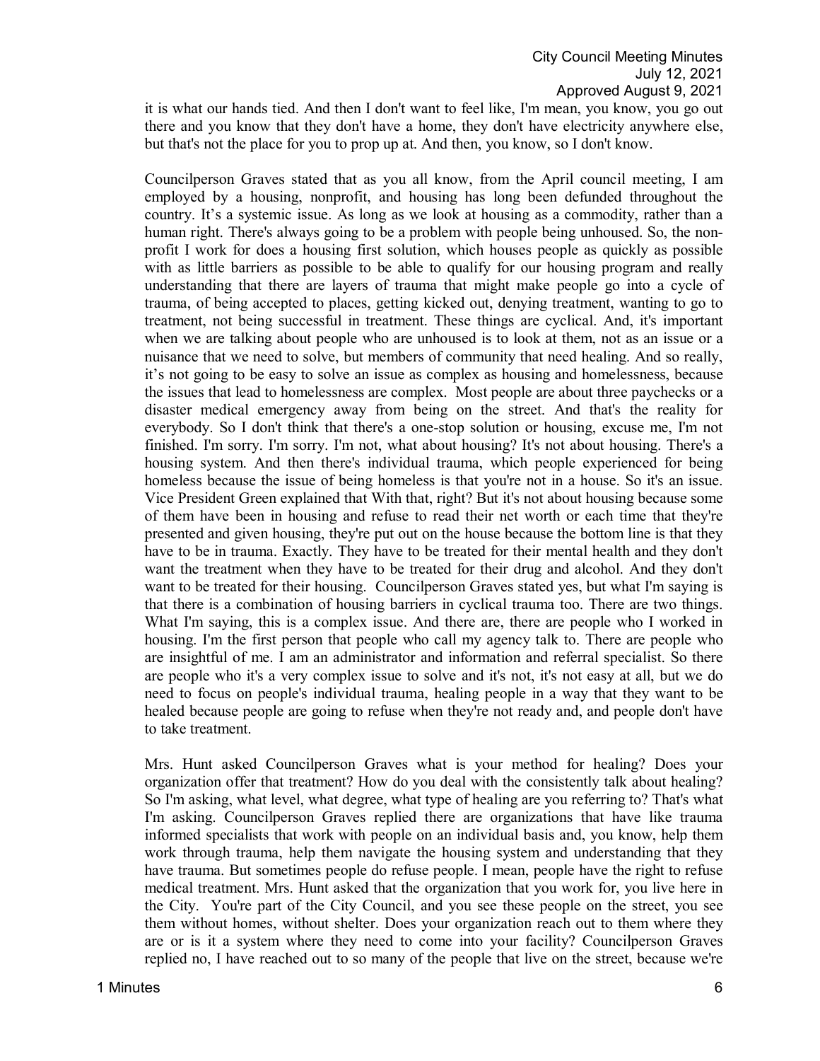it is what our hands tied. And then I don't want to feel like, I'm mean, you know, you go out there and you know that they don't have a home, they don't have electricity anywhere else, but that's not the place for you to prop up at. And then, you know, so I don't know.

Councilperson Graves stated that as you all know, from the April council meeting, I am employed by a housing, nonprofit, and housing has long been defunded throughout the country. It's a systemic issue. As long as we look at housing as a commodity, rather than a human right. There's always going to be a problem with people being unhoused. So, the non-profit I work for does a housing first solution, which houses people as quickly as possible with as little barriers as possible to be able to qualify for our housing program and really understanding that there are layers of trauma that might make people go into a cycle of trauma, of being accepted to places, getting kicked out, denying treatment, wanting to go to treatment, not being successful in treatment. These things are cyclical. And, it's important when we are talking about people who are unhoused is to look at them, not as an issue or a nuisance that we need to solve, but members of community that need healing. And so really, it's not going to be easy to solve an issue as complex as housing and homelessness, because the issues that lead to homelessness are complex. Most people are about three paychecks or a disaster medical emergency away from being on the street. And that's the reality for everybody. So I don't think that there's a one-stop solution or housing, excuse me, I'm not finished. I'm sorry. I'm sorry. I'm not, what about housing? It's not about housing. There's a housing system. And then there's individual trauma, which people experienced for being homeless because the issue of being homeless is that you're not in a house. So it's an issue. Vice President Green explained that With that, right? But it's not about housing because some of them have been in housing and refuse to read their net worth or each time that they're presented and given housing, they're put out on the house because the bottom line is that they have to be in trauma. Exactly. They have to be treated for their mental health and they don't want the treatment when they have to be treated for their drug and alcohol. And they don't want to be treated for their housing. Councilperson Graves stated yes, but what I'm saying is that there is a combination of housing barriers in cyclical trauma too. There are two things. What I'm saying, this is a complex issue. And there are, there are people who I worked in housing. I'm the first person that people who call my agency talk to. There are people who are insightful of me. I am an administrator and information and referral specialist. So there are people who it's a very complex issue to solve and it's not, it's not easy at all, but we do need to focus on people's individual trauma, healing people in a way that they want to be healed because people are going to refuse when they're not ready and, and people don't have to take treatment.

Mrs. Hunt asked Councilperson Graves what is your method for healing? Does your organization offer that treatment? How do you deal with the consistently talk about healing? So I'm asking, what level, what degree, what type of healing are you referring to? That's what I'm asking. Councilperson Graves replied there are organizations that have like trauma informed specialists that work with people on an individual basis and, you know, help them work through trauma, help them navigate the housing system and understanding that they have trauma. But sometimes people do refuse people. I mean, people have the right to refuse medical treatment. Mrs. Hunt asked that the organization that you work for, you live here in the City. You're part of the City Council, and you see these people on the street, you see them without homes, without shelter. Does your organization reach out to them where they are or is it a system where they need to come into your facility? Councilperson Graves replied no, I have reached out to so many of the people that live on the street, because we're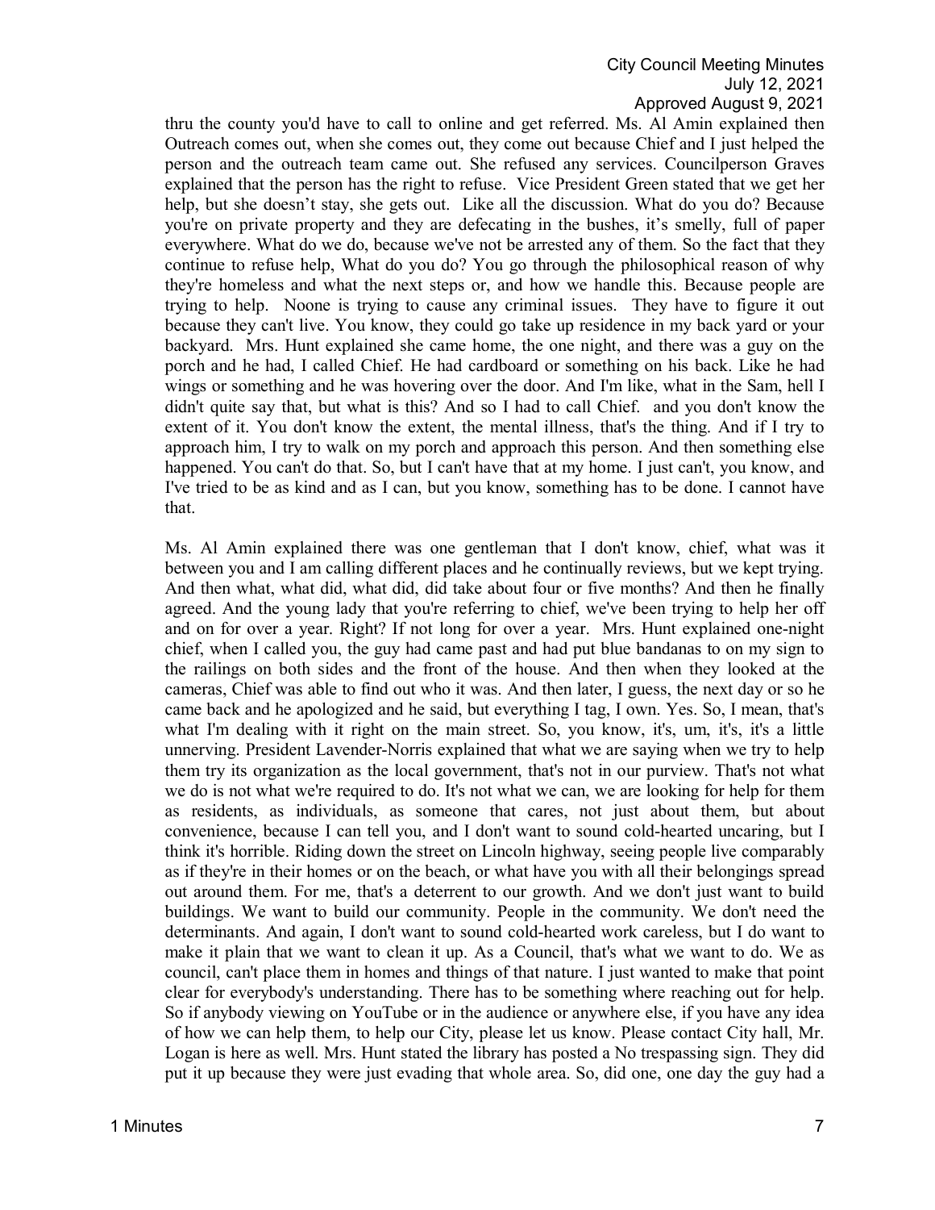thru the county you'd have to call to online and get referred. Ms. Al Amin explained then Outreach comes out, when she comes out, they come out because Chief and I just helped the person and the outreach team came out. She refused any services. Councilperson Graves explained that the person has the right to refuse. Vice President Green stated that we get her help, but she doesn't stay, she gets out. Like all the discussion. What do you do? Because you're on private property and they are defecating in the bushes, it's smelly, full of paper everywhere. What do we do, because we've not be arrested any of them. So the fact that they continue to refuse help, What do you do? You go through the philosophical reason of why they're homeless and what the next steps or, and how we handle this. Because people are trying to help. Noone is trying to cause any criminal issues. They have to figure it out because they can't live. You know, they could go take up residence in my back yard or your backyard. Mrs. Hunt explained she came home, the one night, and there was a guy on the porch and he had, I called Chief. He had cardboard or something on his back. Like he had wings or something and he was hovering over the door. And I'm like, what in the Sam, hell I didn't quite say that, but what is this? And so I had to call Chief. and you don't know the extent of it. You don't know the extent, the mental illness, that's the thing. And if I try to approach him, I try to walk on my porch and approach this person. And then something else happened. You can't do that. So, but I can't have that at my home. I just can't, you know, and I've tried to be as kind and as I can, but you know, something has to be done. I cannot have that.

Ms. Al Amin explained there was one gentleman that I don't know, chief, what was it between you and I am calling different places and he continually reviews, but we kept trying. And then what, what did, what did, did take about four or five months? And then he finally agreed. And the young lady that you're referring to chief, we've been trying to help her off and on for over a year. Right? If not long for over a year. Mrs. Hunt explained one-night chief, when I called you, the guy had came past and had put blue bandanas to on my sign to the railings on both sides and the front of the house. And then when they looked at the cameras, Chief was able to find out who it was. And then later, I guess, the next day or so he came back and he apologized and he said, but everything I tag, I own. Yes. So, I mean, that's what I'm dealing with it right on the main street. So, you know, it's, um, it's, it's a little unnerving. President Lavender-Norris explained that what we are saying when we try to help them try its organization as the local government, that's not in our purview. That's not what we do is not what we're required to do. It's not what we can, we are looking for help for them as residents, as individuals, as someone that cares, not just about them, but about convenience, because I can tell you, and I don't want to sound cold-hearted uncaring, but I think it's horrible. Riding down the street on Lincoln highway, seeing people live comparably as if they're in their homes or on the beach, or what have you with all their belongings spread out around them. For me, that's a deterrent to our growth. And we don't just want to build buildings. We want to build our community. People in the community. We don't need the determinants. And again, I don't want to sound cold-hearted work careless, but I do want to make it plain that we want to clean it up. As a Council, that's what we want to do. We as council, can't place them in homes and things of that nature. I just wanted to make that point clear for everybody's understanding. There has to be something where reaching out for help. So if anybody viewing on YouTube or in the audience or anywhere else, if you have any idea of how we can help them, to help our City, please let us know. Please contact City hall, Mr. Logan is here as well. Mrs. Hunt stated the library has posted a No trespassing sign. They did put it up because they were just evading that whole area. So, did one, one day the guy had a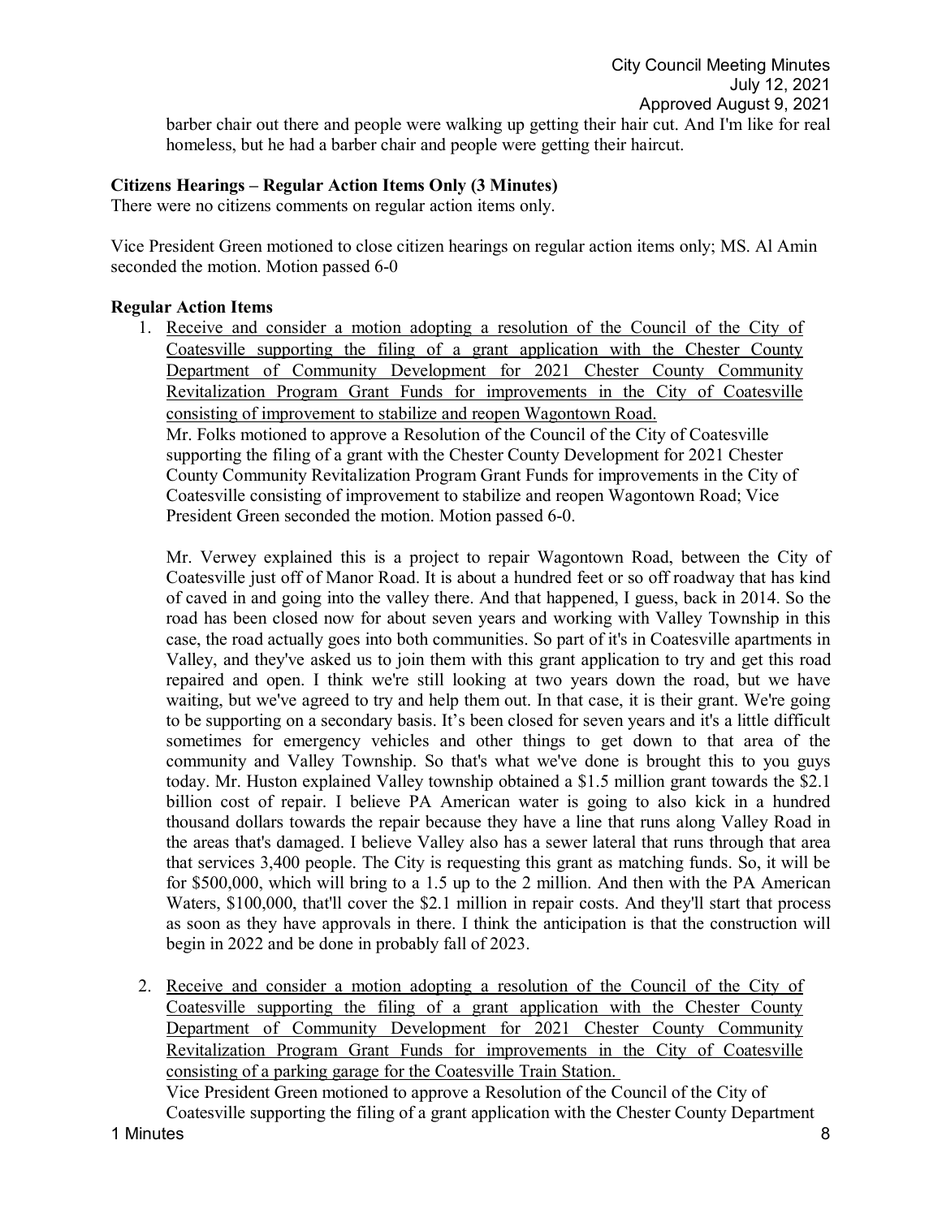barber chair out there and people were walking up getting their hair cut. And I'm like for real homeless, but he had a barber chair and people were getting their haircut.

**Citizens Hearings – Regular Action Items Only (3 Minutes)**

There were no citizens comments on regular action items only.

Vice President Green motioned to close citizen hearings on regular action items only; MS. Al Amin seconded the motion. Motion passed 6-0

**Regular Action Items**

1. Receive and consider a motion adopting a resolution of the Council of the City of Coatesville supporting the filing of a grant application with the Chester County Department of Community Development for 2021 Chester County Community Revitalization Program Grant Funds for improvements in the City of Coatesville consisting of improvement to stabilize and reopen Wagontown Road.

   Mr. Folks motioned to approve a Resolution of the Council of the City of Coatesville supporting the filing of a grant with the Chester County Development for 2021 Chester County Community Revitalization Program Grant Funds for improvements in the City of Coatesville consisting of improvement to stabilize and reopen Wagontown Road; Vice President Green seconded the motion. Motion passed 6-0.

   Mr. Verwey explained this is a project to repair Wagontown Road, between the City of Coatesville just off of Manor Road. It is about a hundred feet or so off roadway that has kind of caved in and going into the valley there. And that happened, I guess, back in 2014. So the road has been closed now for about seven years and working with Valley Township in this case, the road actually goes into both communities. So part of it's in Coatesville apartments in Valley, and they've asked us to join them with this grant application to try and get this road repaired and open. I think we're still looking at two years down the road, but we have waiting, but we've agreed to try and help them out. In that case, it is their grant. We're going to be supporting on a secondary basis. It's been closed for seven years and it's a little difficult sometimes for emergency vehicles and other things to get down to that area of the community and Valley Township. So that's what we've done is brought this to you guys today. Mr. Huston explained Valley township obtained a $1.5 million grant towards the $2.1 billion cost of repair. I believe PA American water is going to also kick in a hundred thousand dollars towards the repair because they have a line that runs along Valley Road in the areas that's damaged. I believe Valley also has a sewer lateral that runs through that area that services 3,400 people. The City is requesting this grant as matching funds. So, it will be for $500,000, which will bring to a 1.5 up to the 2 million. And then with the PA American Waters, $100,000, that'll cover the $2.1 million in repair costs. And they'll start that process as soon as they have approvals in there. I think the anticipation is that the construction will begin in 2022 and be done in probably fall of 2023.

2. Receive and consider a motion adopting a resolution of the Council of the City of Coatesville supporting the filing of a grant application with the Chester County Department of Community Development for 2021 Chester County Community Revitalization Program Grant Funds for improvements in the City of Coatesville consisting of a parking garage for the Coatesville Train Station.

   Vice President Green motioned to approve a Resolution of the Council of the City of Coatesville supporting the filing of a grant application with the Chester County Department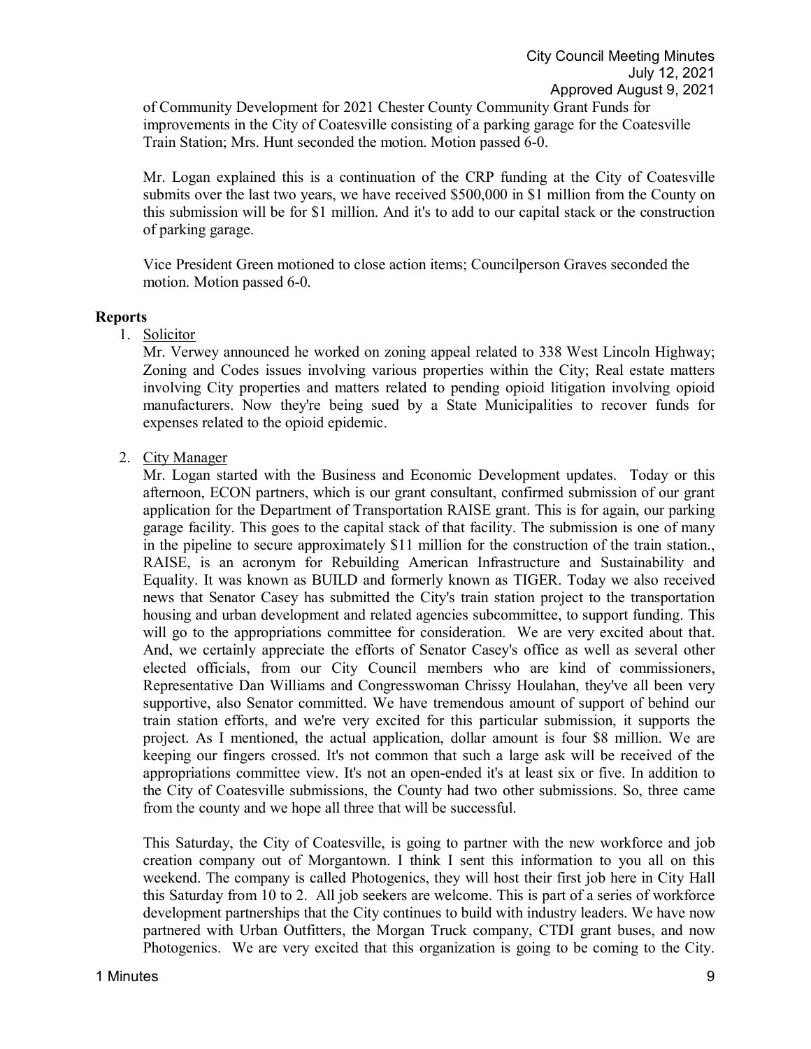of Community Development for 2021 Chester County Community Grant Funds for improvements in the City of Coatesville consisting of a parking garage for the Coatesville Train Station; Mrs. Hunt seconded the motion. Motion passed 6-0.

Mr. Logan explained this is a continuation of the CRP funding at the City of Coatesville submits over the last two years, we have received $500,000 in $1 million from the County on this submission will be for $1 million. And it's to add to our capital stack or the construction of parking garage.

Vice President Green motioned to close action items; Councilperson Graves seconded the motion. Motion passed 6-0.

**Reports**

1. Solicitor

   Mr. Verwey announced he worked on zoning appeal related to 338 West Lincoln Highway; Zoning and Codes issues involving various properties within the City; Real estate matters involving City properties and matters related to pending opioid litigation involving opioid manufacturers. Now they're being sued by a State Municipalities to recover funds for expenses related to the opioid epidemic.

2. City Manager

   Mr. Logan started with the Business and Economic Development updates. Today or this afternoon, ECON partners, which is our grant consultant, confirmed submission of our grant application for the Department of Transportation RAISE grant. This is for again, our parking garage facility. This goes to the capital stack of that facility. The submission is one of many in the pipeline to secure approximately $11 million for the construction of the train station., RAISE, is an acronym for Rebuilding American Infrastructure and Sustainability and Equality. It was known as BUILD and formerly known as TIGER. Today we also received news that Senator Casey has submitted the City's train station project to the transportation housing and urban development and related agencies subcommittee, to support funding. This will go to the appropriations committee for consideration. We are very excited about that. And, we certainly appreciate the efforts of Senator Casey's office as well as several other elected officials, from our City Council members who are kind of commissioners, Representative Dan Williams and Congresswoman Chrissy Houlahan, they've all been very supportive, also Senator committed. We have tremendous amount of support of behind our train station efforts, and we're very excited for this particular submission, it supports the project. As I mentioned, the actual application, dollar amount is four $8 million. We are keeping our fingers crossed. It's not common that such a large ask will be received of the appropriations committee view. It's not an open-ended it's at least six or five. In addition to the City of Coatesville submissions, the County had two other submissions. So, three came from the county and we hope all three that will be successful.

   This Saturday, the City of Coatesville, is going to partner with the new workforce and job creation company out of Morgantown. I think I sent this information to you all on this weekend. The company is called Photogenics, they will host their first job here in City Hall this Saturday from 10 to 2. All job seekers are welcome. This is part of a series of workforce development partnerships that the City continues to build with industry leaders. We have now partnered with Urban Outfitters, the Morgan Truck company, CTDI grant buses, and now Photogenics. We are very excited that this organization is going to be coming to the City.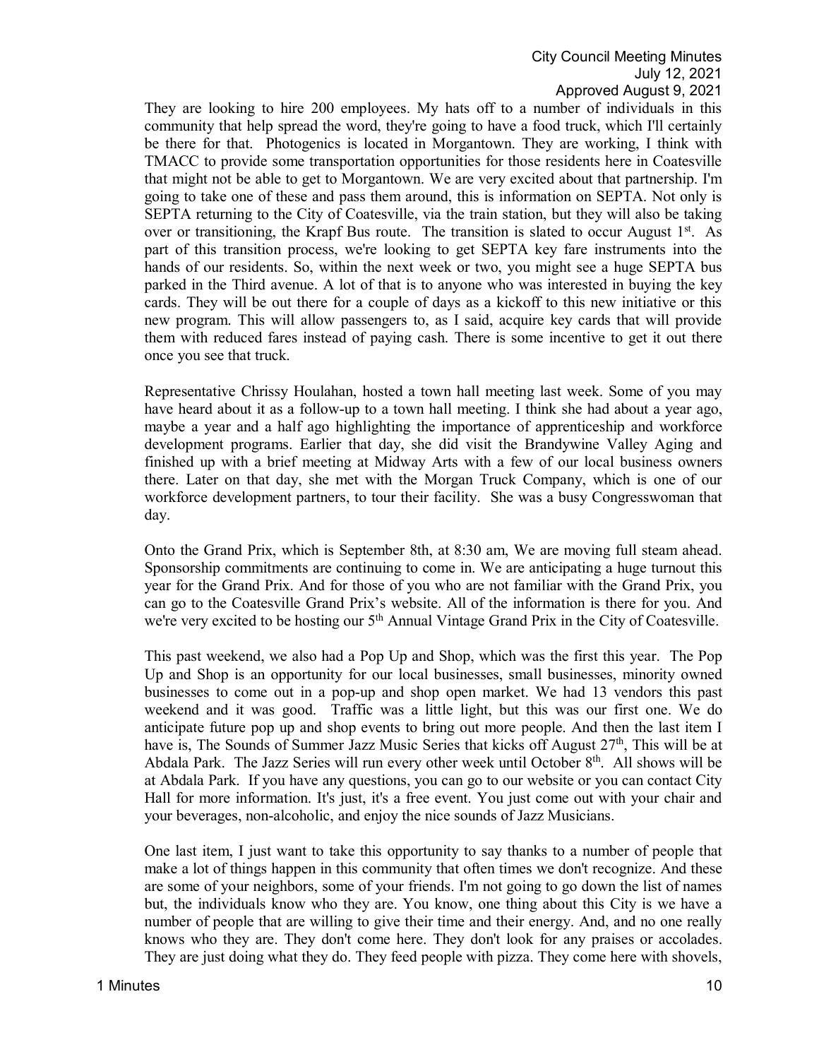They are looking to hire 200 employees. My hats off to a number of individuals in this community that help spread the word, they're going to have a food truck, which I'll certainly be there for that. Photogenics is located in Morgantown. They are working, I think with TMACC to provide some transportation opportunities for those residents here in Coatesville that might not be able to get to Morgantown. We are very excited about that partnership. I'm going to take one of these and pass them around, this is information on SEPTA. Not only is SEPTA returning to the City of Coatesville, via the train station, but they will also be taking over or transitioning, the Krapf Bus route. The transition is slated to occur August 1st. As part of this transition process, we're looking to get SEPTA key fare instruments into the hands of our residents. So, within the next week or two, you might see a huge SEPTA bus parked in the Third avenue. A lot of that is to anyone who was interested in buying the key cards. They will be out there for a couple of days as a kickoff to this new initiative or this new program. This will allow passengers to, as I said, acquire key cards that will provide them with reduced fares instead of paying cash. There is some incentive to get it out there once you see that truck.

Representative Chrissy Houlahan, hosted a town hall meeting last week. Some of you may have heard about it as a follow-up to a town hall meeting. I think she had about a year ago, maybe a year and a half ago highlighting the importance of apprenticeship and workforce development programs. Earlier that day, she did visit the Brandywine Valley Aging and finished up with a brief meeting at Midway Arts with a few of our local business owners there. Later on that day, she met with the Morgan Truck Company, which is one of our workforce development partners, to tour their facility. She was a busy Congresswoman that day.

Onto the Grand Prix, which is September 8th, at 8:30 am, We are moving full steam ahead. Sponsorship commitments are continuing to come in. We are anticipating a huge turnout this year for the Grand Prix. And for those of you who are not familiar with the Grand Prix, you can go to the Coatesville Grand Prix's website. All of the information is there for you. And we're very excited to be hosting our 5th Annual Vintage Grand Prix in the City of Coatesville.

This past weekend, we also had a Pop Up and Shop, which was the first this year. The Pop Up and Shop is an opportunity for our local businesses, small businesses, minority owned businesses to come out in a pop-up and shop open market. We had 13 vendors this past weekend and it was good. Traffic was a little light, but this was our first one. We do anticipate future pop up and shop events to bring out more people. And then the last item I have is, The Sounds of Summer Jazz Music Series that kicks off August 27th, This will be at Abdala Park. The Jazz Series will run every other week until October 8th. All shows will be at Abdala Park. If you have any questions, you can go to our website or you can contact City Hall for more information. It's just, it's a free event. You just come out with your chair and your beverages, non-alcoholic, and enjoy the nice sounds of Jazz Musicians.

One last item, I just want to take this opportunity to say thanks to a number of people that make a lot of things happen in this community that often times we don't recognize. And these are some of your neighbors, some of your friends. I'm not going to go down the list of names but, the individuals know who they are. You know, one thing about this City is we have a number of people that are willing to give their time and their energy. And, and no one really knows who they are. They don't come here. They don't look for any praises or accolades. They are just doing what they do. They feed people with pizza. They come here with shovels,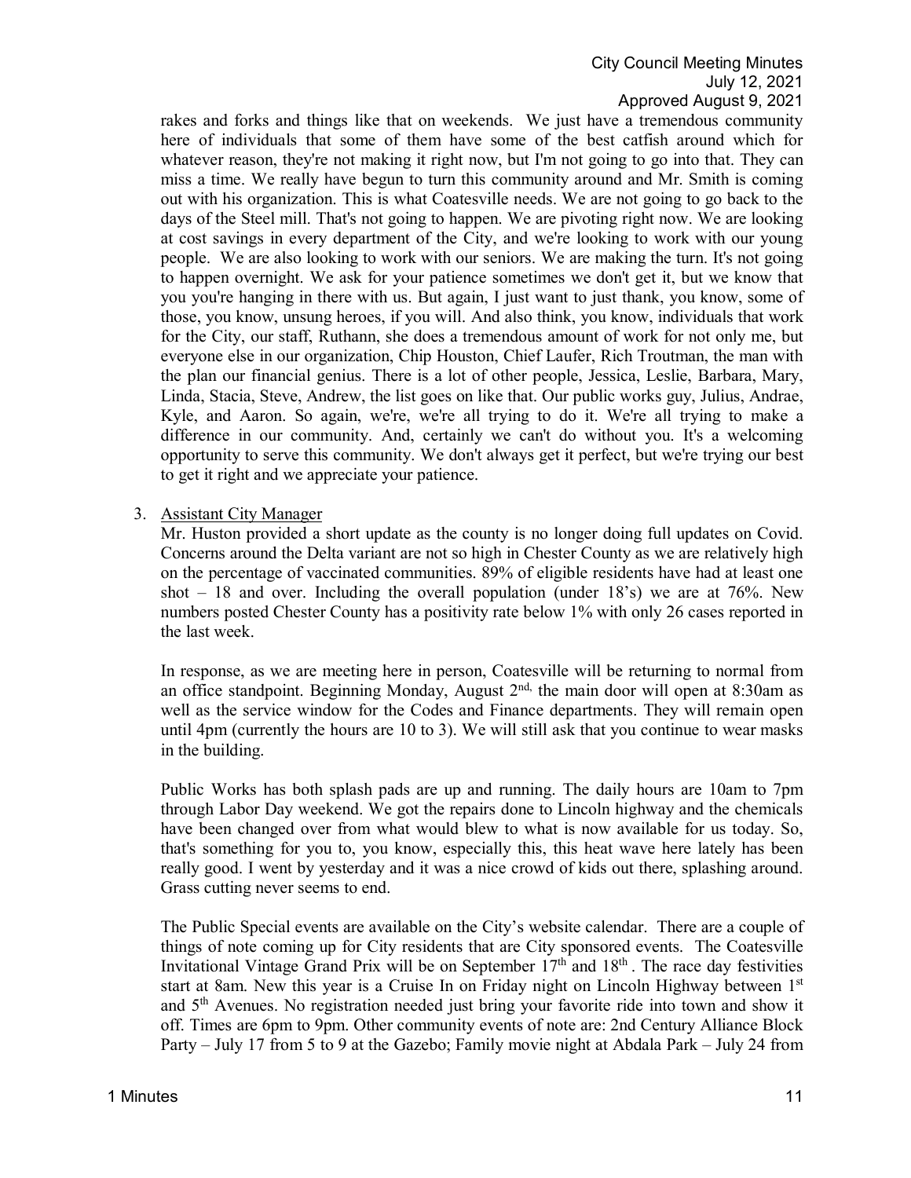rakes and forks and things like that on weekends. We just have a tremendous community here of individuals that some of them have some of the best catfish around which for whatever reason, they're not making it right now, but I'm not going to go into that. They can miss a time. We really have begun to turn this community around and Mr. Smith is coming out with his organization. This is what Coatesville needs. We are not going to go back to the days of the Steel mill. That's not going to happen. We are pivoting right now. We are looking at cost savings in every department of the City, and we're looking to work with our young people. We are also looking to work with our seniors. We are making the turn. It's not going to happen overnight. We ask for your patience sometimes we don't get it, but we know that you you're hanging in there with us. But again, I just want to just thank, you know, some of those, you know, unsung heroes, if you will. And also think, you know, individuals that work for the City, our staff, Ruthann, she does a tremendous amount of work for not only me, but everyone else in our organization, Chip Houston, Chief Laufer, Rich Troutman, the man with the plan our financial genius. There is a lot of other people, Jessica, Leslie, Barbara, Mary, Linda, Stacia, Steve, Andrew, the list goes on like that. Our public works guy, Julius, Andrae, Kyle, and Aaron. So again, we're, we're all trying to do it. We're all trying to make a difference in our community. And, certainly we can't do without you. It's a welcoming opportunity to serve this community. We don't always get it perfect, but we're trying our best to get it right and we appreciate your patience.

3. Assistant City Manager

Mr. Huston provided a short update as the county is no longer doing full updates on Covid. Concerns around the Delta variant are not so high in Chester County as we are relatively high on the percentage of vaccinated communities. 89% of eligible residents have had at least one shot – 18 and over. Including the overall population (under 18's) we are at 76%. New numbers posted Chester County has a positivity rate below 1% with only 26 cases reported in the last week.

In response, as we are meeting here in person, Coatesville will be returning to normal from an office standpoint. Beginning Monday, August 2nd, the main door will open at 8:30am as well as the service window for the Codes and Finance departments. They will remain open until 4pm (currently the hours are 10 to 3). We will still ask that you continue to wear masks in the building.

Public Works has both splash pads are up and running. The daily hours are 10am to 7pm through Labor Day weekend. We got the repairs done to Lincoln highway and the chemicals have been changed over from what would blew to what is now available for us today. So, that's something for you to, you know, especially this, this heat wave here lately has been really good. I went by yesterday and it was a nice crowd of kids out there, splashing around. Grass cutting never seems to end.

The Public Special events are available on the City's website calendar. There are a couple of things of note coming up for City residents that are City sponsored events. The Coatesville Invitational Vintage Grand Prix will be on September 17th and 18th. The race day festivities start at 8am. New this year is a Cruise In on Friday night on Lincoln Highway between 1st and 5th Avenues. No registration needed just bring your favorite ride into town and show it off. Times are 6pm to 9pm. Other community events of note are: 2nd Century Alliance Block Party – July 17 from 5 to 9 at the Gazebo; Family movie night at Abdala Park – July 24 from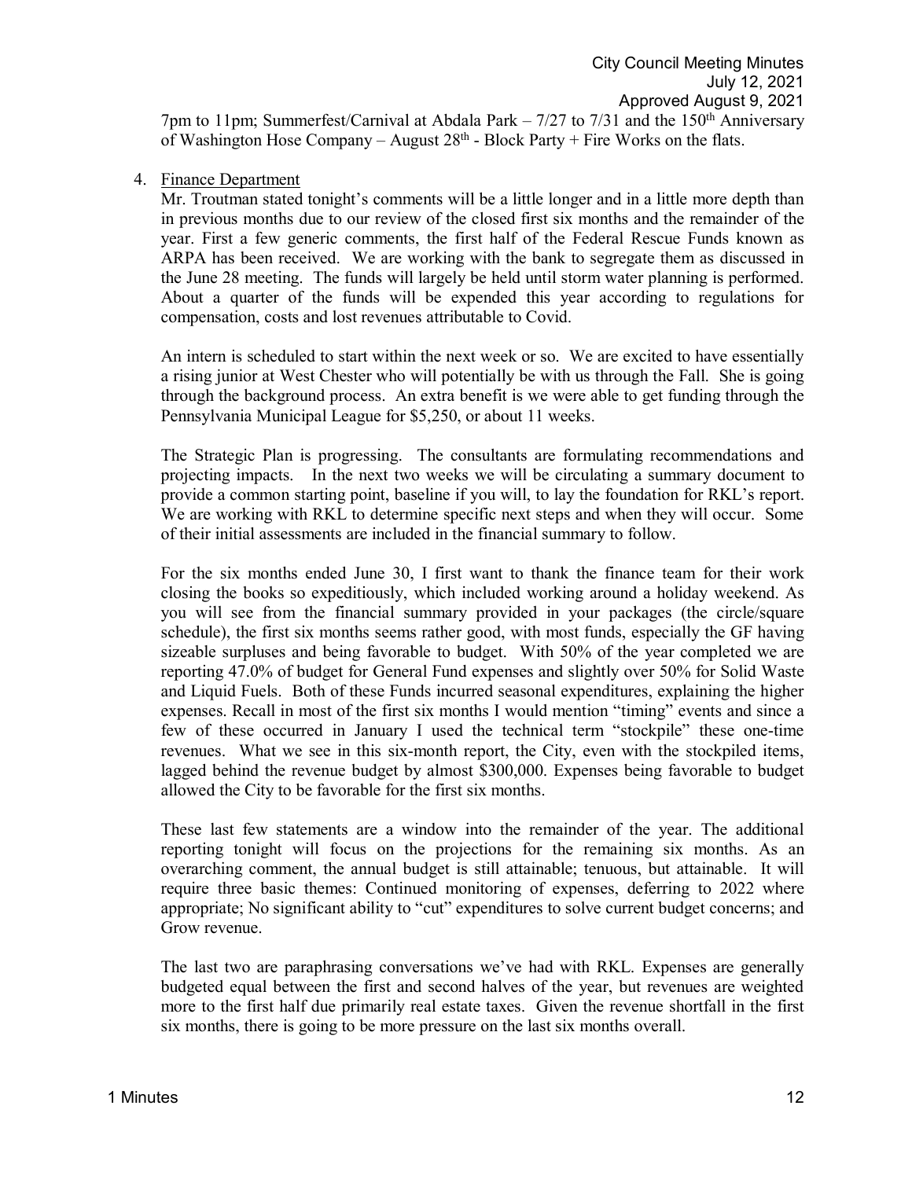7pm to 11pm; Summerfest/Carnival at Abdala Park – 7/27 to 7/31 and the 150th Anniversary of Washington Hose Company – August 28th - Block Party + Fire Works on the flats.

4. Finance Department

   Mr. Troutman stated tonight's comments will be a little longer and in a little more depth than in previous months due to our review of the closed first six months and the remainder of the year. First a few generic comments, the first half of the Federal Rescue Funds known as ARPA has been received. We are working with the bank to segregate them as discussed in the June 28 meeting. The funds will largely be held until storm water planning is performed. About a quarter of the funds will be expended this year according to regulations for compensation, costs and lost revenues attributable to Covid.

   An intern is scheduled to start within the next week or so. We are excited to have essentially a rising junior at West Chester who will potentially be with us through the Fall. She is going through the background process. An extra benefit is we were able to get funding through the Pennsylvania Municipal League for $5,250, or about 11 weeks.

   The Strategic Plan is progressing. The consultants are formulating recommendations and projecting impacts. In the next two weeks we will be circulating a summary document to provide a common starting point, baseline if you will, to lay the foundation for RKL's report. We are working with RKL to determine specific next steps and when they will occur. Some of their initial assessments are included in the financial summary to follow.

   For the six months ended June 30, I first want to thank the finance team for their work closing the books so expeditiously, which included working around a holiday weekend. As you will see from the financial summary provided in your packages (the circle/square schedule), the first six months seems rather good, with most funds, especially the GF having sizeable surpluses and being favorable to budget. With 50% of the year completed we are reporting 47.0% of budget for General Fund expenses and slightly over 50% for Solid Waste and Liquid Fuels. Both of these Funds incurred seasonal expenditures, explaining the higher expenses. Recall in most of the first six months I would mention "timing" events and since a few of these occurred in January I used the technical term "stockpile" these one-time revenues. What we see in this six-month report, the City, even with the stockpiled items, lagged behind the revenue budget by almost $300,000. Expenses being favorable to budget allowed the City to be favorable for the first six months.

   These last few statements are a window into the remainder of the year. The additional reporting tonight will focus on the projections for the remaining six months. As an overarching comment, the annual budget is still attainable; tenuous, but attainable. It will require three basic themes: Continued monitoring of expenses, deferring to 2022 where appropriate; No significant ability to "cut" expenditures to solve current budget concerns; and Grow revenue.

   The last two are paraphrasing conversations we've had with RKL. Expenses are generally budgeted equal between the first and second halves of the year, but revenues are weighted more to the first half due primarily real estate taxes. Given the revenue shortfall in the first six months, there is going to be more pressure on the last six months overall.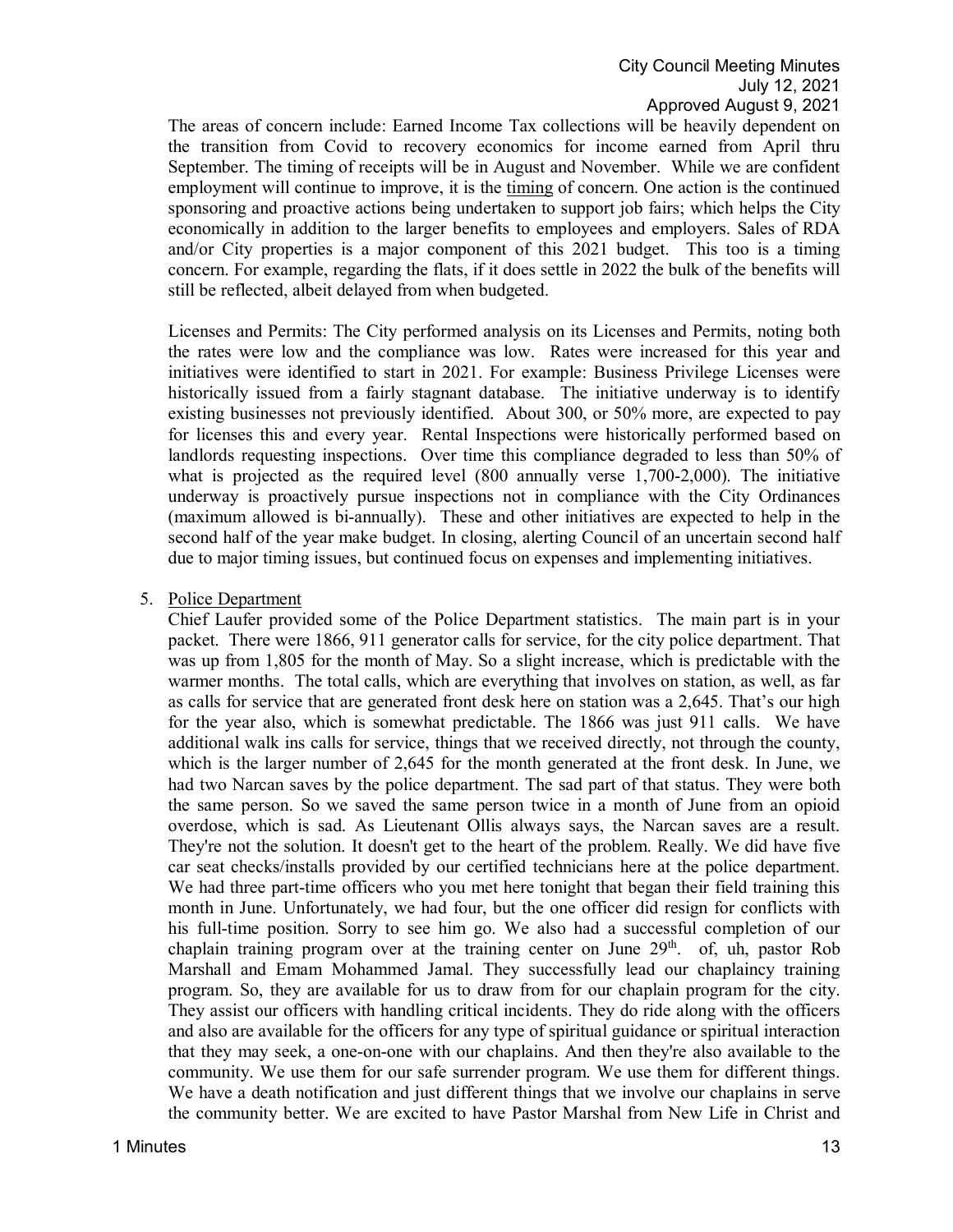The areas of concern include: Earned Income Tax collections will be heavily dependent on the transition from Covid to recovery economics for income earned from April thru September. The timing of receipts will be in August and November. While we are confident employment will continue to improve, it is the timing of concern. One action is the continued sponsoring and proactive actions being undertaken to support job fairs; which helps the City economically in addition to the larger benefits to employees and employers. Sales of RDA and/or City properties is a major component of this 2021 budget. This too is a timing concern. For example, regarding the flats, if it does settle in 2022 the bulk of the benefits will still be reflected, albeit delayed from when budgeted.

Licenses and Permits: The City performed analysis on its Licenses and Permits, noting both the rates were low and the compliance was low. Rates were increased for this year and initiatives were identified to start in 2021. For example: Business Privilege Licenses were historically issued from a fairly stagnant database. The initiative underway is to identify existing businesses not previously identified. About 300, or 50% more, are expected to pay for licenses this and every year. Rental Inspections were historically performed based on landlords requesting inspections. Over time this compliance degraded to less than 50% of what is projected as the required level (800 annually verse 1,700-2,000). The initiative underway is proactively pursue inspections not in compliance with the City Ordinances (maximum allowed is bi-annually). These and other initiatives are expected to help in the second half of the year make budget. In closing, alerting Council of an uncertain second half due to major timing issues, but continued focus on expenses and implementing initiatives.

5. Police Department

Chief Laufer provided some of the Police Department statistics. The main part is in your packet. There were 1866, 911 generator calls for service, for the city police department. That was up from 1,805 for the month of May. So a slight increase, which is predictable with the warmer months. The total calls, which are everything that involves on station, as well, as far as calls for service that are generated front desk here on station was a 2,645. That's our high for the year also, which is somewhat predictable. The 1866 was just 911 calls. We have additional walk ins calls for service, things that we received directly, not through the county, which is the larger number of 2,645 for the month generated at the front desk. In June, we had two Narcan saves by the police department. The sad part of that status. They were both the same person. So we saved the same person twice in a month of June from an opioid overdose, which is sad. As Lieutenant Ollis always says, the Narcan saves are a result. They're not the solution. It doesn't get to the heart of the problem. Really. We did have five car seat checks/installs provided by our certified technicians here at the police department. We had three part-time officers who you met here tonight that began their field training this month in June. Unfortunately, we had four, but the one officer did resign for conflicts with his full-time position. Sorry to see him go. We also had a successful completion of our chaplain training program over at the training center on June 29th. of, uh, pastor Rob Marshall and Emam Mohammed Jamal. They successfully lead our chaplaincy training program. So, they are available for us to draw from for our chaplain program for the city. They assist our officers with handling critical incidents. They do ride along with the officers and also are available for the officers for any type of spiritual guidance or spiritual interaction that they may seek, a one-on-one with our chaplains. And then they're also available to the community. We use them for our safe surrender program. We use them for different things. We have a death notification and just different things that we involve our chaplains in serve the community better. We are excited to have Pastor Marshal from New Life in Christ and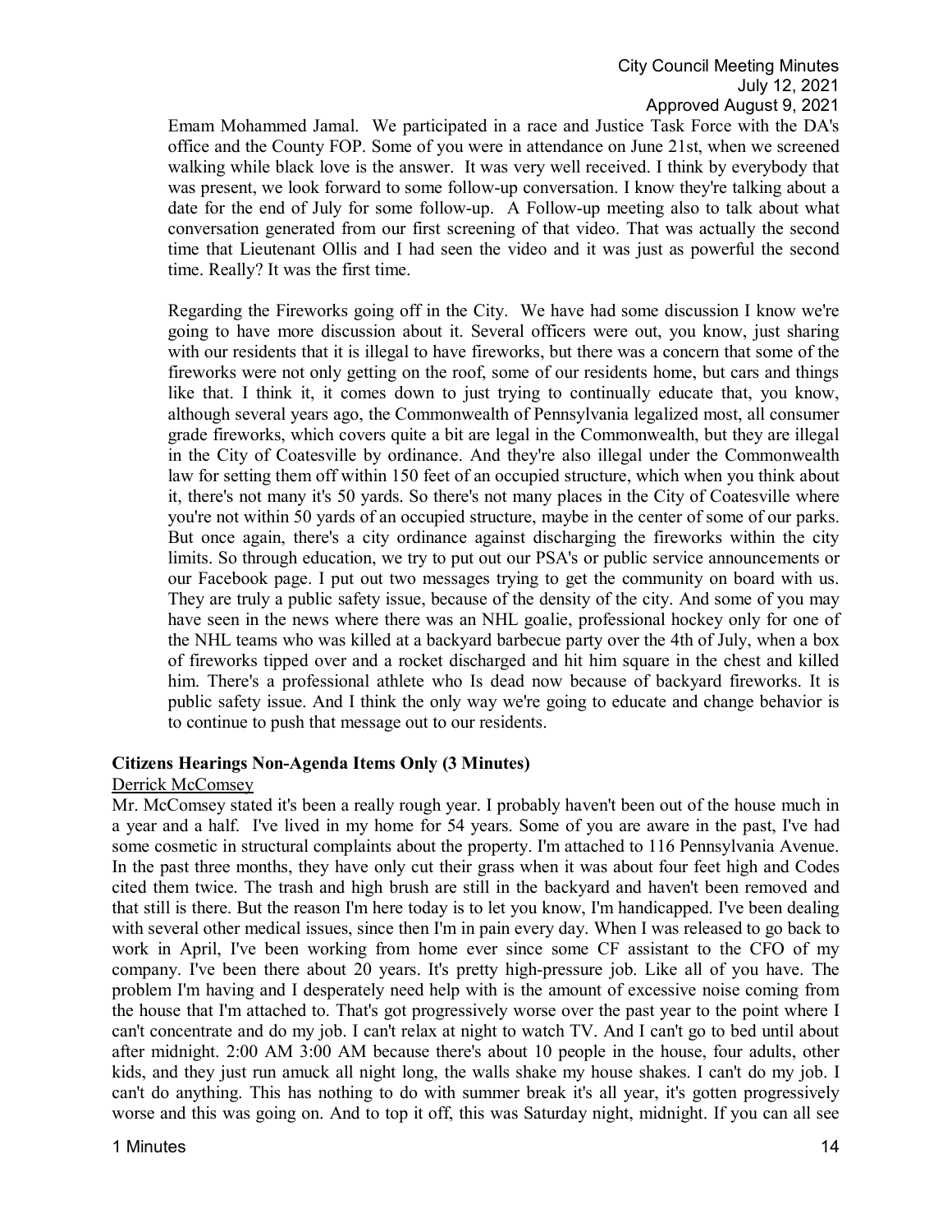Emam Mohammed Jamal. We participated in a race and Justice Task Force with the DA's office and the County FOP. Some of you were in attendance on June 21st, when we screened walking while black love is the answer. It was very well received. I think by everybody that was present, we look forward to some follow-up conversation. I know they're talking about a date for the end of July for some follow-up. A Follow-up meeting also to talk about what conversation generated from our first screening of that video. That was actually the second time that Lieutenant Ollis and I had seen the video and it was just as powerful the second time. Really? It was the first time.

Regarding the Fireworks going off in the City. We have had some discussion I know we're going to have more discussion about it. Several officers were out, you know, just sharing with our residents that it is illegal to have fireworks, but there was a concern that some of the fireworks were not only getting on the roof, some of our residents home, but cars and things like that. I think it, it comes down to just trying to continually educate that, you know, although several years ago, the Commonwealth of Pennsylvania legalized most, all consumer grade fireworks, which covers quite a bit are legal in the Commonwealth, but they are illegal in the City of Coatesville by ordinance. And they're also illegal under the Commonwealth law for setting them off within 150 feet of an occupied structure, which when you think about it, there's not many it's 50 yards. So there's not many places in the City of Coatesville where you're not within 50 yards of an occupied structure, maybe in the center of some of our parks. But once again, there's a city ordinance against discharging the fireworks within the city limits. So through education, we try to put out our PSA's or public service announcements or our Facebook page. I put out two messages trying to get the community on board with us. They are truly a public safety issue, because of the density of the city. And some of you may have seen in the news where there was an NHL goalie, professional hockey only for one of the NHL teams who was killed at a backyard barbecue party over the 4th of July, when a box of fireworks tipped over and a rocket discharged and hit him square in the chest and killed him. There's a professional athlete who Is dead now because of backyard fireworks. It is public safety issue. And I think the only way we're going to educate and change behavior is to continue to push that message out to our residents.

**Citizens Hearings Non-Agenda Items Only (3 Minutes)**

Derrick McComsey

Mr. McComsey stated it's been a really rough year. I probably haven't been out of the house much in a year and a half. I've lived in my home for 54 years. Some of you are aware in the past, I've had some cosmetic in structural complaints about the property. I'm attached to 116 Pennsylvania Avenue. In the past three months, they have only cut their grass when it was about four feet high and Codes cited them twice. The trash and high brush are still in the backyard and haven't been removed and that still is there. But the reason I'm here today is to let you know, I'm handicapped. I've been dealing with several other medical issues, since then I'm in pain every day. When I was released to go back to work in April, I've been working from home ever since some CF assistant to the CFO of my company. I've been there about 20 years. It's pretty high-pressure job. Like all of you have. The problem I'm having and I desperately need help with is the amount of excessive noise coming from the house that I'm attached to. That's got progressively worse over the past year to the point where I can't concentrate and do my job. I can't relax at night to watch TV. And I can't go to bed until about after midnight. 2:00 AM 3:00 AM because there's about 10 people in the house, four adults, other kids, and they just run amuck all night long, the walls shake my house shakes. I can't do my job. I can't do anything. This has nothing to do with summer break it's all year, it's gotten progressively worse and this was going on. And to top it off, this was Saturday night, midnight. If you can all see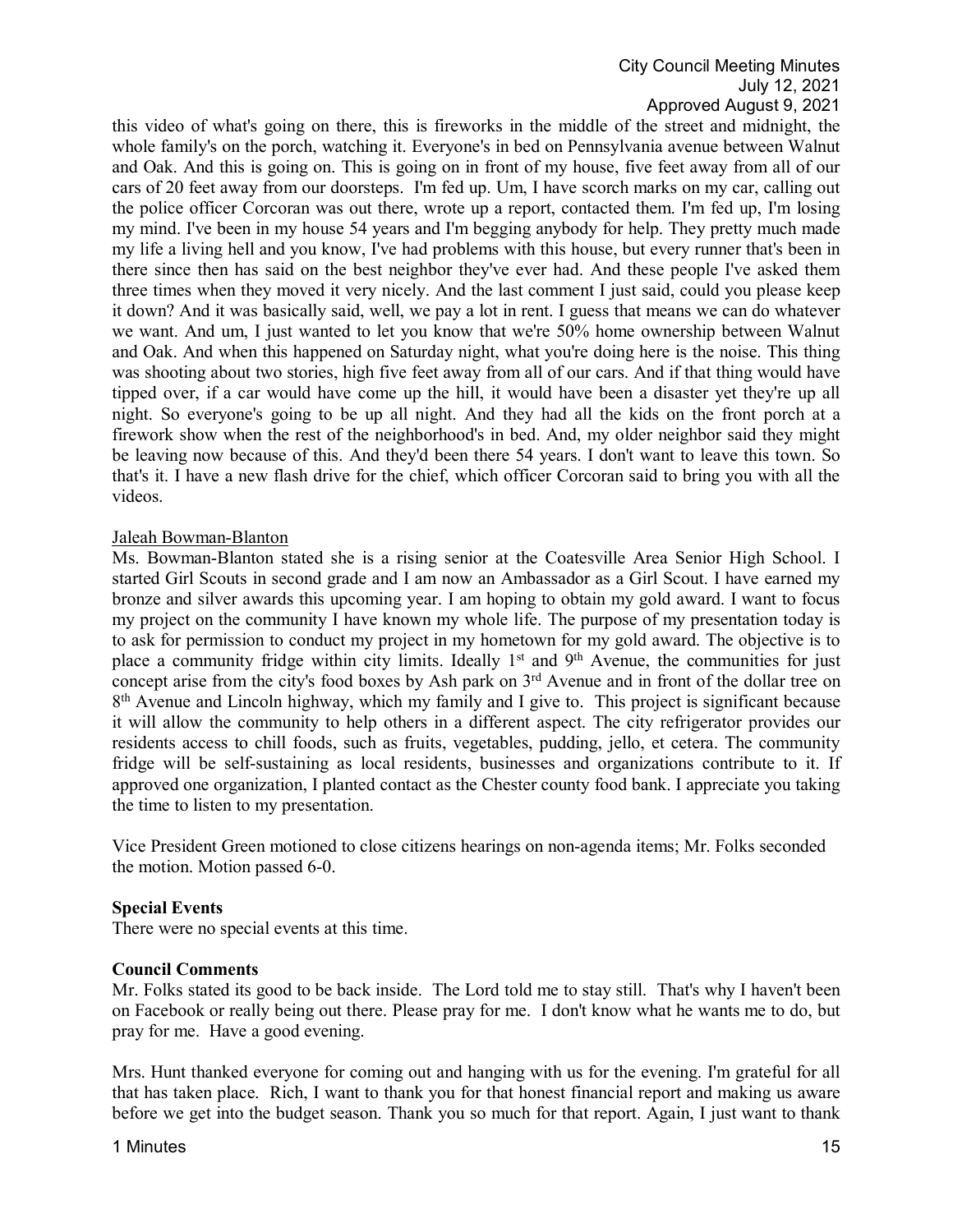this video of what's going on there, this is fireworks in the middle of the street and midnight, the whole family's on the porch, watching it. Everyone's in bed on Pennsylvania avenue between Walnut and Oak. And this is going on. This is going on in front of my house, five feet away from all of our cars of 20 feet away from our doorsteps. I'm fed up. Um, I have scorch marks on my car, calling out the police officer Corcoran was out there, wrote up a report, contacted them. I'm fed up, I'm losing my mind. I've been in my house 54 years and I'm begging anybody for help. They pretty much made my life a living hell and you know, I've had problems with this house, but every runner that's been in there since then has said on the best neighbor they've ever had. And these people I've asked them three times when they moved it very nicely. And the last comment I just said, could you please keep it down? And it was basically said, well, we pay a lot in rent. I guess that means we can do whatever we want. And um, I just wanted to let you know that we're 50% home ownership between Walnut and Oak. And when this happened on Saturday night, what you're doing here is the noise. This thing was shooting about two stories, high five feet away from all of our cars. And if that thing would have tipped over, if a car would have come up the hill, it would have been a disaster yet they're up all night. So everyone's going to be up all night. And they had all the kids on the front porch at a firework show when the rest of the neighborhood's in bed. And, my older neighbor said they might be leaving now because of this. And they'd been there 54 years. I don't want to leave this town. So that's it. I have a new flash drive for the chief, which officer Corcoran said to bring you with all the videos.

Jaleah Bowman-Blanton

Ms. Bowman-Blanton stated she is a rising senior at the Coatesville Area Senior High School. I started Girl Scouts in second grade and I am now an Ambassador as a Girl Scout. I have earned my bronze and silver awards this upcoming year. I am hoping to obtain my gold award. I want to focus my project on the community I have known my whole life. The purpose of my presentation today is to ask for permission to conduct my project in my hometown for my gold award. The objective is to place a community fridge within city limits. Ideally 1st and 9th Avenue, the communities for just concept arise from the city's food boxes by Ash park on 3rd Avenue and in front of the dollar tree on 8th Avenue and Lincoln highway, which my family and I give to. This project is significant because it will allow the community to help others in a different aspect. The city refrigerator provides our residents access to chill foods, such as fruits, vegetables, pudding, jello, et cetera. The community fridge will be self-sustaining as local residents, businesses and organizations contribute to it. If approved one organization, I planted contact as the Chester county food bank. I appreciate you taking the time to listen to my presentation.

Vice President Green motioned to close citizens hearings on non-agenda items; Mr. Folks seconded the motion. Motion passed 6-0.

**Special Events**

There were no special events at this time.

**Council Comments**

Mr. Folks stated its good to be back inside. The Lord told me to stay still. That's why I haven't been on Facebook or really being out there. Please pray for me. I don't know what he wants me to do, but pray for me. Have a good evening.

Mrs. Hunt thanked everyone for coming out and hanging with us for the evening. I'm grateful for all that has taken place. Rich, I want to thank you for that honest financial report and making us aware before we get into the budget season. Thank you so much for that report. Again, I just want to thank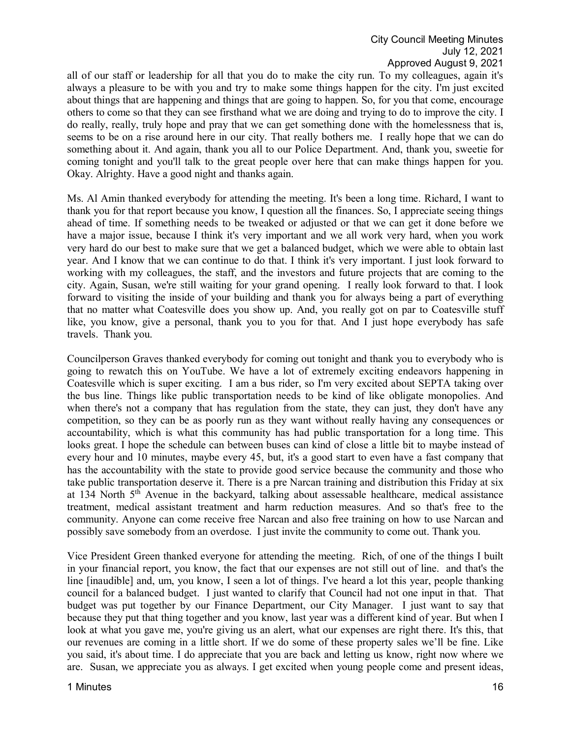all of our staff or leadership for all that you do to make the city run. To my colleagues, again it's always a pleasure to be with you and try to make some things happen for the city. I'm just excited about things that are happening and things that are going to happen. So, for you that come, encourage others to come so that they can see firsthand what we are doing and trying to do to improve the city. I do really, really, truly hope and pray that we can get something done with the homelessness that is, seems to be on a rise around here in our city. That really bothers me. I really hope that we can do something about it. And again, thank you all to our Police Department. And, thank you, sweetie for coming tonight and you'll talk to the great people over here that can make things happen for you. Okay. Alrighty. Have a good night and thanks again.

Ms. Al Amin thanked everybody for attending the meeting. It's been a long time. Richard, I want to thank you for that report because you know, I question all the finances. So, I appreciate seeing things ahead of time. If something needs to be tweaked or adjusted or that we can get it done before we have a major issue, because I think it's very important and we all work very hard, when you work very hard do our best to make sure that we get a balanced budget, which we were able to obtain last year. And I know that we can continue to do that. I think it's very important. I just look forward to working with my colleagues, the staff, and the investors and future projects that are coming to the city. Again, Susan, we're still waiting for your grand opening. I really look forward to that. I look forward to visiting the inside of your building and thank you for always being a part of everything that no matter what Coatesville does you show up. And, you really got on par to Coatesville stuff like, you know, give a personal, thank you to you for that. And I just hope everybody has safe travels. Thank you.

Councilperson Graves thanked everybody for coming out tonight and thank you to everybody who is going to rewatch this on YouTube. We have a lot of extremely exciting endeavors happening in Coatesville which is super exciting. I am a bus rider, so I'm very excited about SEPTA taking over the bus line. Things like public transportation needs to be kind of like obligate monopolies. And when there's not a company that has regulation from the state, they can just, they don't have any competition, so they can be as poorly run as they want without really having any consequences or accountability, which is what this community has had public transportation for a long time. This looks great. I hope the schedule can between buses can kind of close a little bit to maybe instead of every hour and 10 minutes, maybe every 45, but, it's a good start to even have a fast company that has the accountability with the state to provide good service because the community and those who take public transportation deserve it. There is a pre Narcan training and distribution this Friday at six at 134 North 5th Avenue in the backyard, talking about assessable healthcare, medical assistance treatment, medical assistant treatment and harm reduction measures. And so that's free to the community. Anyone can come receive free Narcan and also free training on how to use Narcan and possibly save somebody from an overdose. I just invite the community to come out. Thank you.

Vice President Green thanked everyone for attending the meeting. Rich, of one of the things I built in your financial report, you know, the fact that our expenses are not still out of line. and that's the line [inaudible] and, um, you know, I seen a lot of things. I've heard a lot this year, people thanking council for a balanced budget. I just wanted to clarify that Council had not one input in that. That budget was put together by our Finance Department, our City Manager. I just want to say that because they put that thing together and you know, last year was a different kind of year. But when I look at what you gave me, you're giving us an alert, what our expenses are right there. It's this, that our revenues are coming in a little short. If we do some of these property sales we'll be fine. Like you said, it's about time. I do appreciate that you are back and letting us know, right now where we are. Susan, we appreciate you as always. I get excited when young people come and present ideas,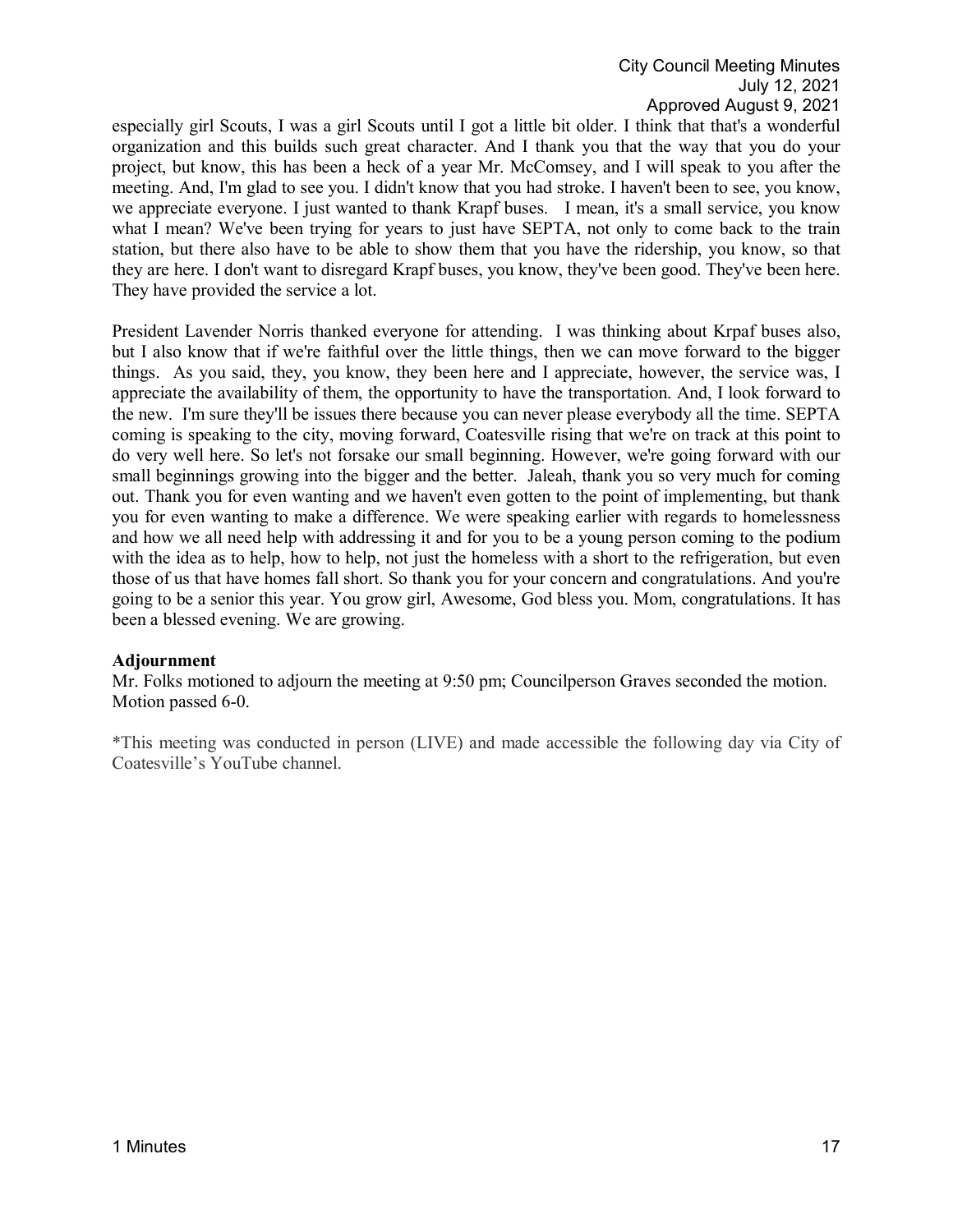especially girl Scouts, I was a girl Scouts until I got a little bit older. I think that that's a wonderful organization and this builds such great character. And I thank you that the way that you do your project, but know, this has been a heck of a year Mr. McComsey, and I will speak to you after the meeting. And, I'm glad to see you. I didn't know that you had stroke. I haven't been to see, you know, we appreciate everyone. I just wanted to thank Krapf buses. I mean, it's a small service, you know what I mean? We've been trying for years to just have SEPTA, not only to come back to the train station, but there also have to be able to show them that you have the ridership, you know, so that they are here. I don't want to disregard Krapf buses, you know, they've been good. They've been here. They have provided the service a lot.

President Lavender Norris thanked everyone for attending. I was thinking about Krpaf buses also, but I also know that if we're faithful over the little things, then we can move forward to the bigger things. As you said, they, you know, they been here and I appreciate, however, the service was, I appreciate the availability of them, the opportunity to have the transportation. And, I look forward to the new. I'm sure they'll be issues there because you can never please everybody all the time. SEPTA coming is speaking to the city, moving forward, Coatesville rising that we're on track at this point to do very well here. So let's not forsake our small beginning. However, we're going forward with our small beginnings growing into the bigger and the better. Jaleah, thank you so very much for coming out. Thank you for even wanting and we haven't even gotten to the point of implementing, but thank you for even wanting to make a difference. We were speaking earlier with regards to homelessness and how we all need help with addressing it and for you to be a young person coming to the podium with the idea as to help, how to help, not just the homeless with a short to the refrigeration, but even those of us that have homes fall short. So thank you for your concern and congratulations. And you're going to be a senior this year. You grow girl, Awesome, God bless you. Mom, congratulations. It has been a blessed evening. We are growing.

**Adjournment**

Mr. Folks motioned to adjourn the meeting at 9:50 pm; Councilperson Graves seconded the motion. Motion passed 6-0.

*This meeting was conducted in person (LIVE) and made accessible the following day via City of Coatesville's YouTube channel.